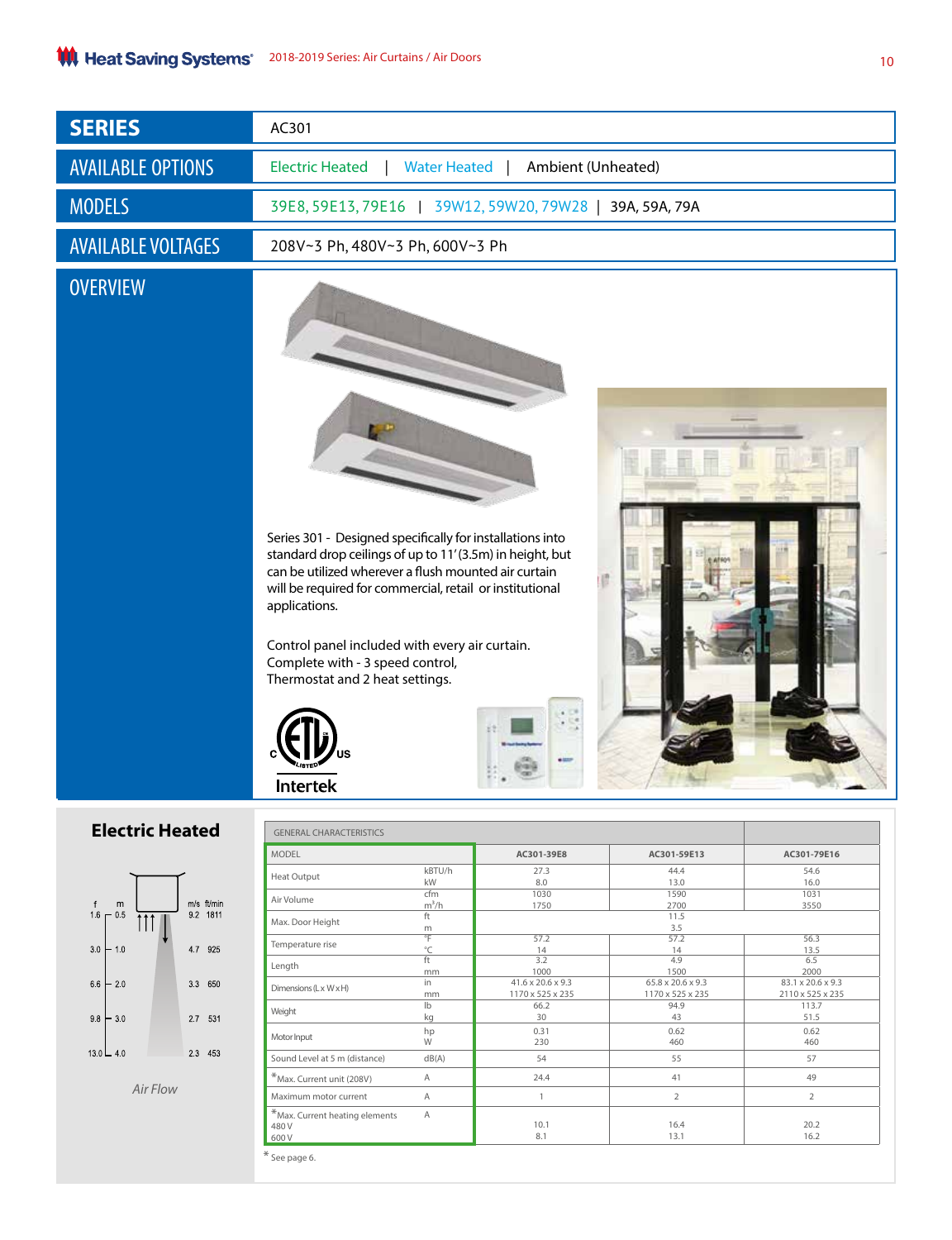| SERIES | AC301 |
|---|---|
| AVAILABLE OPTIONS | Electric Heated \| Water Heated \| Ambient (Unheated) |
| MODELS | 39E8, 59E13, 79E16 \| 39W12, 59W20, 79W28 \| 39A, 59A, 79A |
| AVAILABLE VOLTAGES | 208V~3 Ph, 480V~3 Ph, 600V~3 Ph |

## OVERVIEW

Series 301 - Designed specifically for installations into standard drop ceilings of up to 11' (3.5m) in height, but can be utilized wherever a flush mounted air curtain will be required for commercial, retail or institutional applications.

Control panel included with every air curtain.
Complete with - 3 speed control,
Thermostat and 2 heat settings.

Intertek

## Electric Heated

| f | m | m/s | ft/min |
|---|---|---|---|
| 1.6 | 0.5 | 9.2 | 1811 |
| 3.0 | 1.0 | 4.7 | 925 |
| 6.6 | 2.0 | 3.3 | 650 |
| 9.8 | 3.0 | 2.7 | 531 |
| 13.0 | 4.0 | 2.3 | 453 |

*Air Flow*

| GENERAL CHARACTERISTICS | | | | |
|---|---|---|---|---|
| MODEL | | AC301-39E8 | AC301-59E13 | AC301-79E16 |
| Heat Output | kBTU/h<br>kW | 27.3<br>8.0 | 44.4<br>13.0 | 54.6<br>16.0 |
| Air Volume | cfm<br>$m^3/h$ | 1030<br>1750 | 1590<br>2700 | 1031<br>3550 |
| Max. Door Height | ft<br>m | 11.5<br>3.5 | | |
| Temperature rise | °F<br>°C | 57.2<br>14 | 57.2<br>14 | 56.3<br>13.5 |
| Length | ft<br>mm | 3.2<br>1000 | 4.9<br>1500 | 6.5<br>2000 |
| Dimensions (L x W x H) | in<br>mm | 41.6 x 20.6 x 9.3<br>1170 x 525 x 235 | 65.8 x 20.6 x 9.3<br>1170 x 525 x 235 | 83.1 x 20.6 x 9.3<br>2110 x 525 x 235 |
| Weight | lb<br>kg | 66.2<br>30 | 94.9<br>43 | 113.7<br>51.5 |
| Motor Input | hp<br>W | 0.31<br>230 | 0.62<br>460 | 0.62<br>460 |
| Sound Level at 5 m (distance) | dB(A) | 54 | 55 | 57 |
| *Max. Current unit (208V) | A | 24.4 | 41 | 49 |
| Maximum motor current | A | 1 | 2 | 2 |
| *Max. Current heating elements<br>480 V<br>600 V | A | 10.1<br>8.1 | 16.4<br>13.1 | 20.2<br>16.2 |

* See page 6.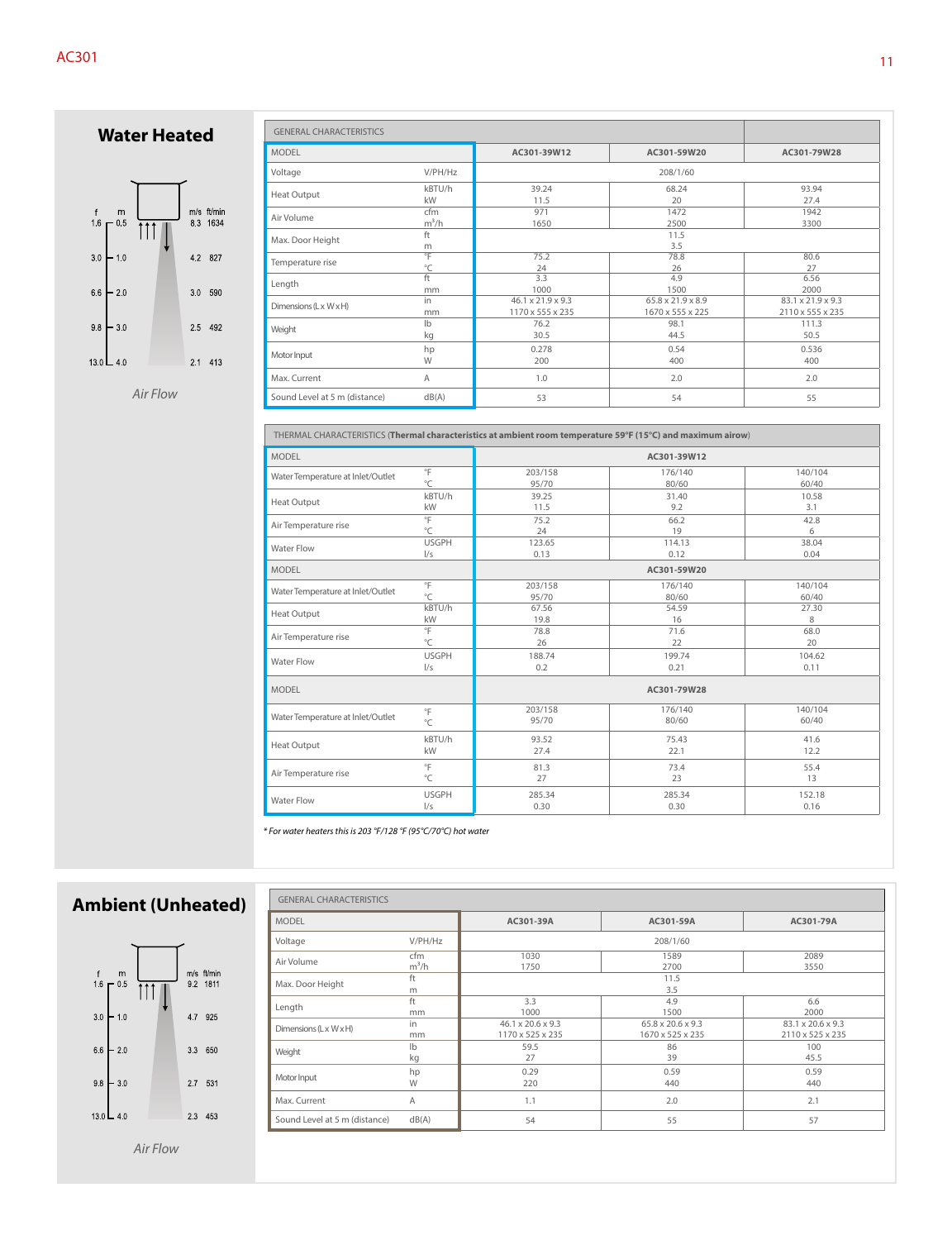## Water Heated

f m m/s ft/min
1.6 0.5 8.3 1634
3.0 1.0 4.2 827
6.6 2.0 3.0 590
9.8 3.0 2.5 492
13.0 4.0 2.1 413

*Air Flow*

| GENERAL CHARACTERISTICS | | | | |
|---|---|---|---|---|
| MODEL | | AC301-39W12 | AC301-59W20 | AC301-79W28 |
| Voltage | V/PH/Hz | 208/1/60 | | |
| Heat Output | kBTU/h<br>kW | 39.24<br>11.5 | 68.24<br>20 | 93.94<br>27.4 |
| Air Volume | cfm<br>$m^3/h$ | 971<br>1650 | 1472<br>2500 | 1942<br>3300 |
| Max. Door Height | ft<br>m | 11.5<br>3.5 | | |
| Temperature rise | °F<br>°C | 75.2<br>24 | 78.8<br>26 | 80.6<br>27 |
| Length | ft<br>mm | 3.3<br>1000 | 4.9<br>1500 | 6.56<br>2000 |
| Dimensions (L x W x H) | in<br>mm | 46.1 x 21.9 x 9.3<br>1170 x 555 x 235 | 65.8 x 21.9 x 8.9<br>1670 x 555 x 225 | 83.1 x 21.9 x 9.3<br>2110 x 555 x 235 |
| Weight | lb<br>kg | 76.2<br>30.5 | 98.1<br>44.5 | 111.3<br>50.5 |
| Motor Input | hp<br>W | 0.278<br>200 | 0.54<br>400 | 0.536<br>400 |
| Max. Current | A | 1.0 | 2.0 | 2.0 |
| Sound Level at 5 m (distance) | dB(A) | 53 | 54 | 55 |

| THERMAL CHARACTERISTICS (**Thermal characteristics at ambient room temperature 59°F (15°C) and maximum airow**) | | | | |
|---|---|---|---|---|
| MODEL | | AC301-39W12 | | |
| Water Temperature at Inlet/Outlet | °F<br>°C | 203/158<br>95/70 | 176/140<br>80/60 | 140/104<br>60/40 |
| Heat Output | kBTU/h<br>kW | 39.25<br>11.5 | 31.40<br>9.2 | 10.58<br>3.1 |
| Air Temperature rise | °F<br>°C | 75.2<br>24 | 66.2<br>19 | 42.8<br>6 |
| Water Flow | USGPH<br>l/s | 123.65<br>0.13 | 114.13<br>0.12 | 38.04<br>0.04 |
| MODEL | | AC301-59W20 | | |
| Water Temperature at Inlet/Outlet | °F<br>°C | 203/158<br>95/70 | 176/140<br>80/60 | 140/104<br>60/40 |
| Heat Output | kBTU/h<br>kW | 67.56<br>19.8 | 54.59<br>16 | 27.30<br>8 |
| Air Temperature rise | °F<br>°C | 78.8<br>26 | 71.6<br>22 | 68.0<br>20 |
| Water Flow | USGPH<br>l/s | 188.74<br>0.2 | 199.74<br>0.21 | 104.62<br>0.11 |
| MODEL | | AC301-79W28 | | |
| Water Temperature at Inlet/Outlet | °F<br>°C | 203/158<br>95/70 | 176/140<br>80/60 | 140/104<br>60/40 |
| Heat Output | kBTU/h<br>kW | 93.52<br>27.4 | 75.43<br>22.1 | 41.6<br>12.2 |
| Air Temperature rise | °F<br>°C | 81.3<br>27 | 73.4<br>23 | 55.4<br>13 |
| Water Flow | USGPH<br>l/s | 285.34<br>0.30 | 285.34<br>0.30 | 152.18<br>0.16 |

*\* For water heaters this is 203 °F/128 °F (95°C/70°C) hot water*

## Ambient (Unheated)

f m m/s ft/min
1.6 0.5 9.2 1811
3.0 1.0 4.7 925
6.6 2.0 3.3 650
9.8 3.0 2.7 531
13.0 4.0 2.3 453

*Air Flow*

| GENERAL CHARACTERISTICS | | | | |
|---|---|---|---|---|
| MODEL | | AC301-39A | AC301-59A | AC301-79A |
| Voltage | V/PH/Hz | 208/1/60 | | |
| Air Volume | cfm<br>$m^3/h$ | 1030<br>1750 | 1589<br>2700 | 2089<br>3550 |
| Max. Door Height | ft<br>m | 11.5<br>3.5 | | |
| Length | ft<br>mm | 3.3<br>1000 | 4.9<br>1500 | 6.6<br>2000 |
| Dimensions (L x W x H) | in<br>mm | 46.1 x 20.6 x 9.3<br>1170 x 525 x 235 | 65.8 x 20.6 x 9.3<br>1670 x 525 x 235 | 83.1 x 20.6 x 9.3<br>2110 x 525 x 235 |
| Weight | lb<br>kg | 59.5<br>27 | 86<br>39 | 100<br>45.5 |
| Motor Input | hp<br>W | 0.29<br>220 | 0.59<br>440 | 0.59<br>440 |
| Max. Current | A | 1.1 | 2.0 | 2.1 |
| Sound Level at 5 m (distance) | dB(A) | 54 | 55 | 57 |